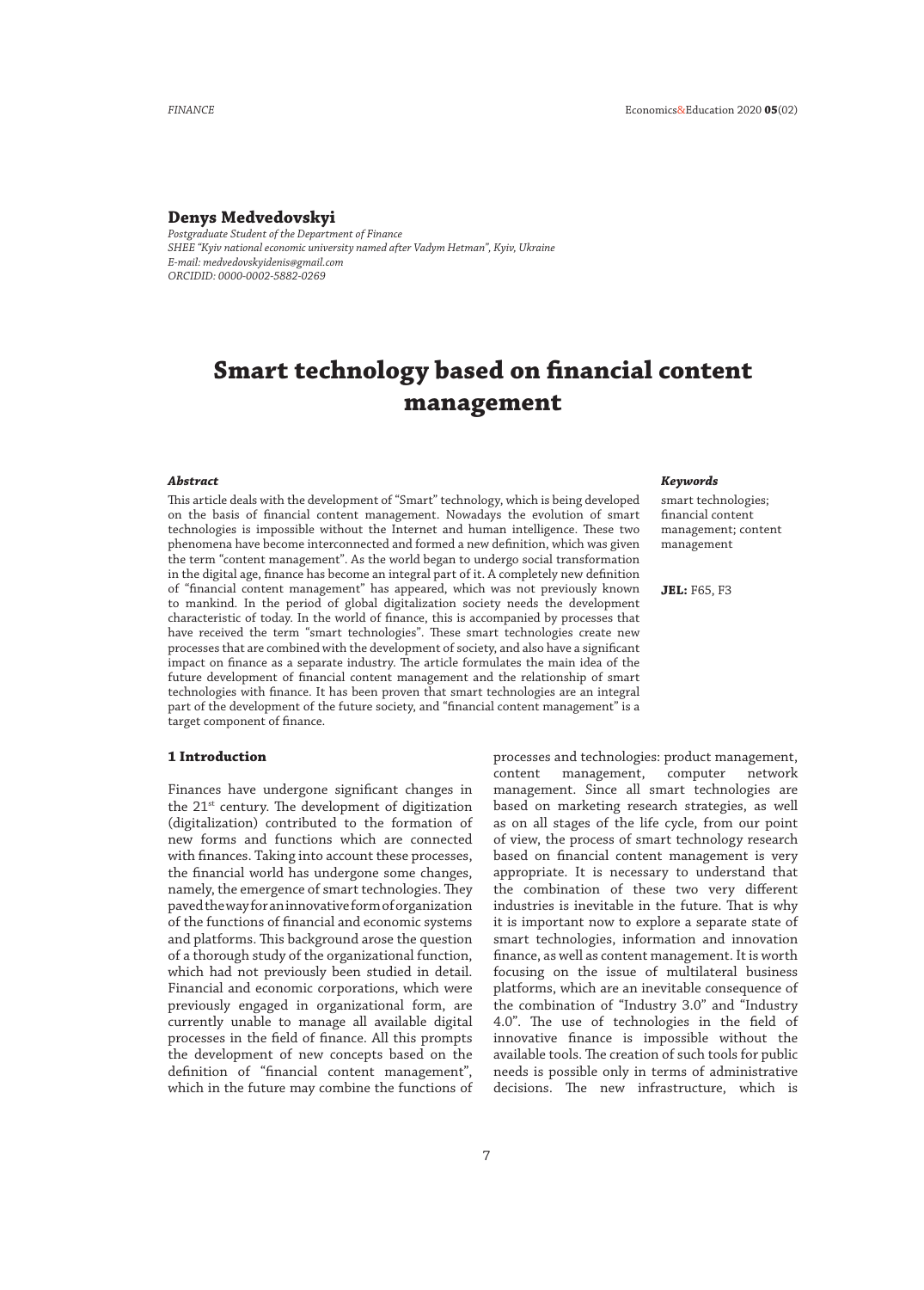**Denys Medvedovskyi**

*Postgraduate Student of the Department of Finance*
*SHEE "Kyiv national economic university named after Vadym Hetman", Kyiv, Ukraine*
*E-mail: medvedovskyidenis@gmail.com*
*ORCIDID: 0000-0002-5882-0269*

# Smart technology based on financial content management

### *Abstract*

This article deals with the development of "Smart" technology, which is being developed on the basis of financial content management. Nowadays the evolution of smart technologies is impossible without the Internet and human intelligence. These two phenomena have become interconnected and formed a new definition, which was given the term "content management". As the world began to undergo social transformation in the digital age, finance has become an integral part of it. A completely new definition of "financial content management" has appeared, which was not previously known to mankind. In the period of global digitalization society needs the development characteristic of today. In the world of finance, this is accompanied by processes that have received the term "smart technologies". These smart technologies create new processes that are combined with the development of society, and also have a significant impact on finance as a separate industry. The article formulates the main idea of the future development of financial content management and the relationship of smart technologies with finance. It has been proven that smart technologies are an integral part of the development of the future society, and "financial content management" is a target component of finance.

### *Keywords*

smart technologies; financial content management; content management

**JEL:** F65, F3

## 1 Introduction

Finances have undergone significant changes in the 21st century. The development of digitization (digitalization) contributed to the formation of new forms and functions which are connected with finances. Taking into account these processes, the financial world has undergone some changes, namely, the emergence of smart technologies. They paved the way for an innovative form of organization of the functions of financial and economic systems and platforms. This background arose the question of a thorough study of the organizational function, which had not previously been studied in detail. Financial and economic corporations, which were previously engaged in organizational form, are currently unable to manage all available digital processes in the field of finance. All this prompts the development of new concepts based on the definition of "financial content management", which in the future may combine the functions of processes and technologies: product management, content management, computer network management. Since all smart technologies are based on marketing research strategies, as well as on all stages of the life cycle, from our point of view, the process of smart technology research based on financial content management is very appropriate. It is necessary to understand that the combination of these two very different industries is inevitable in the future. That is why it is important now to explore a separate state of smart technologies, information and innovation finance, as well as content management. It is worth focusing on the issue of multilateral business platforms, which are an inevitable consequence of the combination of "Industry 3.0" and "Industry 4.0". The use of technologies in the field of innovative finance is impossible without the available tools. The creation of such tools for public needs is possible only in terms of administrative decisions. The new infrastructure, which is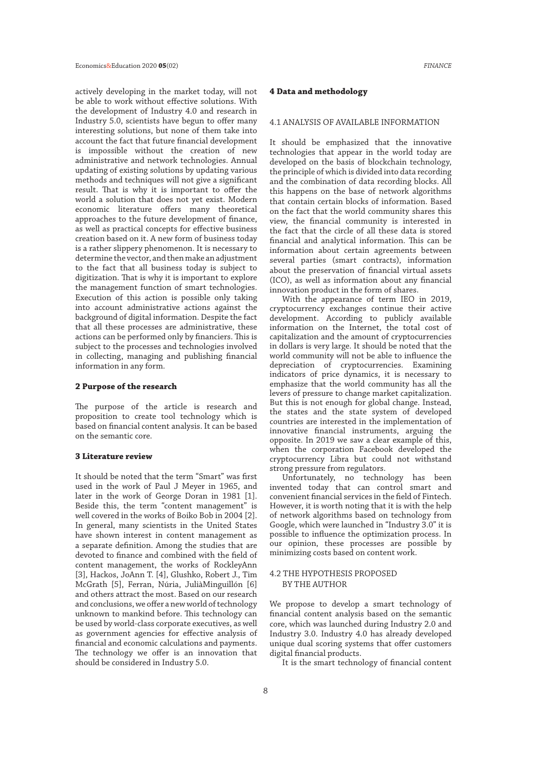actively developing in the market today, will not be able to work without effective solutions. With the development of Industry 4.0 and research in Industry 5.0, scientists have begun to offer many interesting solutions, but none of them take into account the fact that future financial development is impossible without the creation of new administrative and network technologies. Annual updating of existing solutions by updating various methods and techniques will not give a significant result. That is why it is important to offer the world a solution that does not yet exist. Modern economic literature offers many theoretical approaches to the future development of finance, as well as practical concepts for effective business creation based on it. A new form of business today is a rather slippery phenomenon. It is necessary to determine the vector, and then make an adjustment to the fact that all business today is subject to digitization. That is why it is important to explore the management function of smart technologies. Execution of this action is possible only taking into account administrative actions against the background of digital information. Despite the fact that all these processes are administrative, these actions can be performed only by financiers. This is subject to the processes and technologies involved in collecting, managing and publishing financial information in any form.

## 2 Purpose of the research

The purpose of the article is research and proposition to create tool technology which is based on financial content analysis. It can be based on the semantic core.

## 3 Literature review

It should be noted that the term "Smart" was first used in the work of Paul J Meyer in 1965, and later in the work of George Doran in 1981 [1]. Beside this, the term "content management" is well covered in the works of Boiko Bob in 2004 [2]. In general, many scientists in the United States have shown interest in content management as a separate definition. Among the studies that are devoted to finance and combined with the field of content management, the works of RockleyAnn [3], Hackos, JoAnn T. [4], Glushko, Robert J., Tim McGrath [5], Ferran, Núria, JuliàMinguillón [6] and others attract the most. Based on our research and conclusions, we offer a new world of technology unknown to mankind before. This technology can be used by world-class corporate executives, as well as government agencies for effective analysis of financial and economic calculations and payments. The technology we offer is an innovation that should be considered in Industry 5.0.

## 4 Data and methodology

### 4.1 ANALYSIS OF AVAILABLE INFORMATION

It should be emphasized that the innovative technologies that appear in the world today are developed on the basis of blockchain technology, the principle of which is divided into data recording and the combination of data recording blocks. All this happens on the base of network algorithms that contain certain blocks of information. Based on the fact that the world community shares this view, the financial community is interested in the fact that the circle of all these data is stored financial and analytical information. This can be information about certain agreements between several parties (smart contracts), information about the preservation of financial virtual assets (ICO), as well as information about any financial innovation product in the form of shares.

With the appearance of term IEO in 2019, cryptocurrency exchanges continue their active development. According to publicly available information on the Internet, the total cost of capitalization and the amount of cryptocurrencies in dollars is very large. It should be noted that the world community will not be able to influence the depreciation of cryptocurrencies. Examining indicators of price dynamics, it is necessary to emphasize that the world community has all the levers of pressure to change market capitalization. But this is not enough for global change. Instead, the states and the state system of developed countries are interested in the implementation of innovative financial instruments, arguing the opposite. In 2019 we saw a clear example of this, when the corporation Facebook developed the cryptocurrency Libra but could not withstand strong pressure from regulators.

Unfortunately, no technology has been invented today that can control smart and convenient financial services in the field of Fintech. However, it is worth noting that it is with the help of network algorithms based on technology from Google, which were launched in "Industry 3.0" it is possible to influence the optimization process. In our opinion, these processes are possible by minimizing costs based on content work.

### 4.2 THE HYPOTHESIS PROPOSED BY THE AUTHOR

We propose to develop a smart technology of financial content analysis based on the semantic core, which was launched during Industry 2.0 and Industry 3.0. Industry 4.0 has already developed unique dual scoring systems that offer customers digital financial products.

It is the smart technology of financial content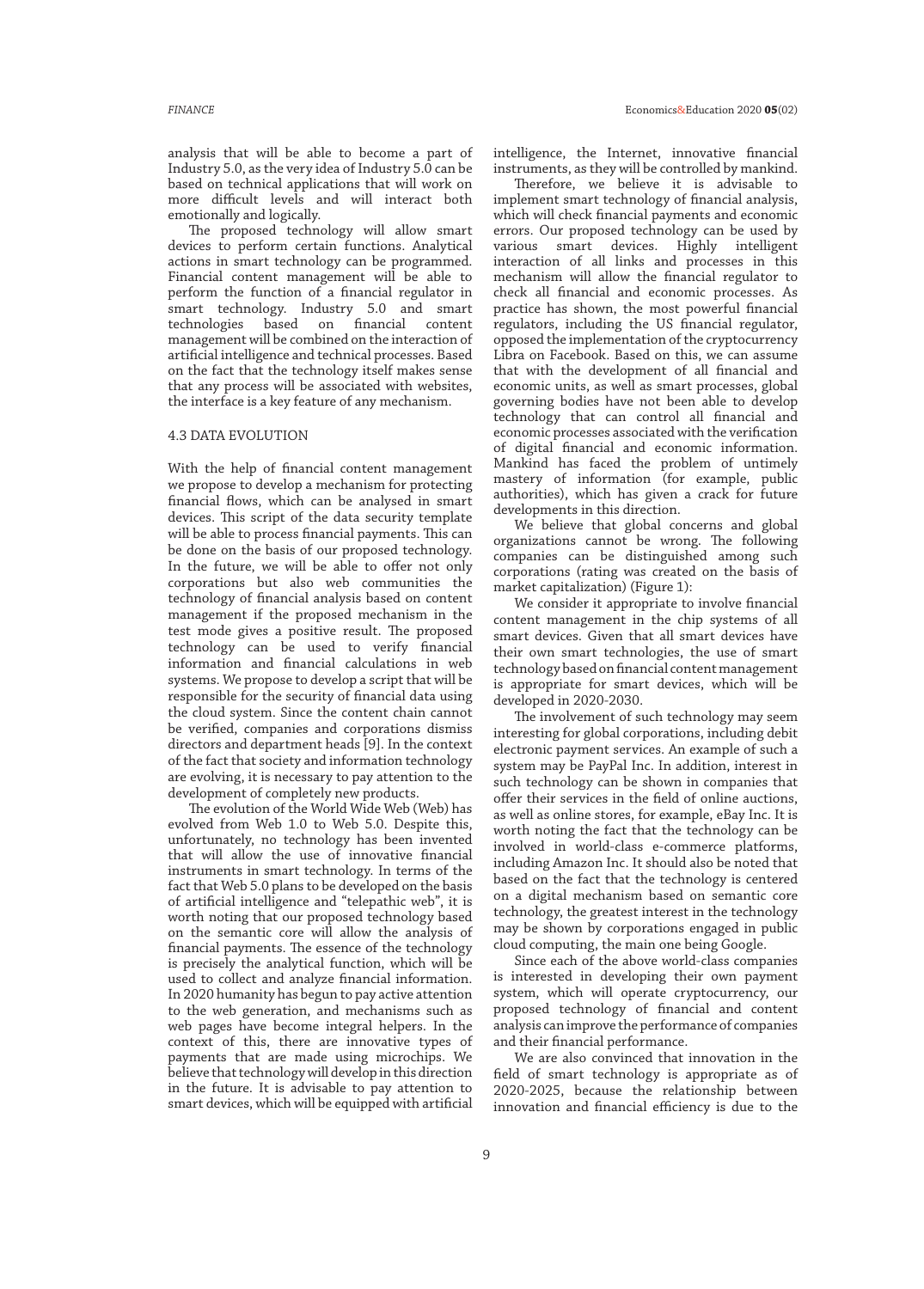analysis that will be able to become a part of Industry 5.0, as the very idea of Industry 5.0 can be based on technical applications that will work on more difficult levels and will interact both emotionally and logically.

The proposed technology will allow smart devices to perform certain functions. Analytical actions in smart technology can be programmed. Financial content management will be able to perform the function of a financial regulator in smart technology. Industry 5.0 and smart technologies based on financial content management will be combined on the interaction of artificial intelligence and technical processes. Based on the fact that the technology itself makes sense that any process will be associated with websites, the interface is a key feature of any mechanism.

### 4.3 DATA EVOLUTION

With the help of financial content management we propose to develop a mechanism for protecting financial flows, which can be analysed in smart devices. This script of the data security template will be able to process financial payments. This can be done on the basis of our proposed technology. In the future, we will be able to offer not only corporations but also web communities the technology of financial analysis based on content management if the proposed mechanism in the test mode gives a positive result. The proposed technology can be used to verify financial information and financial calculations in web systems. We propose to develop a script that will be responsible for the security of financial data using the cloud system. Since the content chain cannot be verified, companies and corporations dismiss directors and department heads [9]. In the context of the fact that society and information technology are evolving, it is necessary to pay attention to the development of completely new products.

The evolution of the World Wide Web (Web) has evolved from Web 1.0 to Web 5.0. Despite this, unfortunately, no technology has been invented that will allow the use of innovative financial instruments in smart technology. In terms of the fact that Web 5.0 plans to be developed on the basis of artificial intelligence and "telepathic web", it is worth noting that our proposed technology based on the semantic core will allow the analysis of financial payments. The essence of the technology is precisely the analytical function, which will be used to collect and analyze financial information. In 2020 humanity has begun to pay active attention to the web generation, and mechanisms such as web pages have become integral helpers. In the context of this, there are innovative types of payments that are made using microchips. We believe that technology will develop in this direction in the future. It is advisable to pay attention to smart devices, which will be equipped with artificial intelligence, the Internet, innovative financial instruments, as they will be controlled by mankind.

Therefore, we believe it is advisable to implement smart technology of financial analysis, which will check financial payments and economic errors. Our proposed technology can be used by various smart devices. Highly intelligent interaction of all links and processes in this mechanism will allow the financial regulator to check all financial and economic processes. As practice has shown, the most powerful financial regulators, including the US financial regulator, opposed the implementation of the cryptocurrency Libra on Facebook. Based on this, we can assume that with the development of all financial and economic units, as well as smart processes, global governing bodies have not been able to develop technology that can control all financial and economic processes associated with the verification of digital financial and economic information. Mankind has faced the problem of untimely mastery of information (for example, public authorities), which has given a crack for future developments in this direction.

We believe that global concerns and global organizations cannot be wrong. The following companies can be distinguished among such corporations (rating was created on the basis of market capitalization) (Figure 1):

We consider it appropriate to involve financial content management in the chip systems of all smart devices. Given that all smart devices have their own smart technologies, the use of smart technology based on financial content management is appropriate for smart devices, which will be developed in 2020-2030.

The involvement of such technology may seem interesting for global corporations, including debit electronic payment services. An example of such a system may be PayPal Inc. In addition, interest in such technology can be shown in companies that offer their services in the field of online auctions, as well as online stores, for example, eBay Inc. It is worth noting the fact that the technology can be involved in world-class e-commerce platforms, including Amazon Inc. It should also be noted that based on the fact that the technology is centered on a digital mechanism based on semantic core technology, the greatest interest in the technology may be shown by corporations engaged in public cloud computing, the main one being Google.

Since each of the above world-class companies is interested in developing their own payment system, which will operate cryptocurrency, our proposed technology of financial and content analysis can improve the performance of companies and their financial performance.

We are also convinced that innovation in the field of smart technology is appropriate as of 2020-2025, because the relationship between innovation and financial efficiency is due to the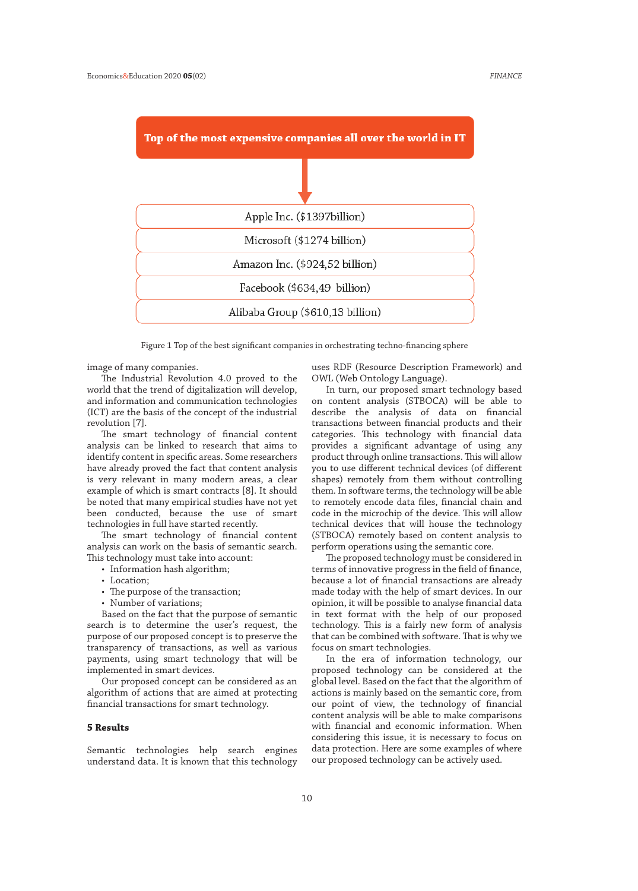**Top of the most expensive companies all over the world in IT**

- Apple Inc. ($1397billion)
- Microsoft ($1274 billion)
- Amazon Inc. ($924,52 billion)
- Facebook ($634,49 billion)
- Alibaba Group ($610,13 billion)

Figure 1 Top of the best significant companies in orchestrating techno-financing sphere

image of many companies.

The Industrial Revolution 4.0 proved to the world that the trend of digitalization will develop, and information and communication technologies (ICT) are the basis of the concept of the industrial revolution [7].

The smart technology of financial content analysis can be linked to research that aims to identify content in specific areas. Some researchers have already proved the fact that content analysis is very relevant in many modern areas, a clear example of which is smart contracts [8]. It should be noted that many empirical studies have not yet been conducted, because the use of smart technologies in full have started recently.

The smart technology of financial content analysis can work on the basis of semantic search. This technology must take into account:

- Information hash algorithm;
- Location;
- The purpose of the transaction;
- Number of variations;

Based on the fact that the purpose of semantic search is to determine the user's request, the purpose of our proposed concept is to preserve the transparency of transactions, as well as various payments, using smart technology that will be implemented in smart devices.

Our proposed concept can be considered as an algorithm of actions that are aimed at protecting financial transactions for smart technology.

## 5 Results

Semantic technologies help search engines understand data. It is known that this technology uses RDF (Resource Description Framework) and OWL (Web Ontology Language).

In turn, our proposed smart technology based on content analysis (STBOCA) will be able to describe the analysis of data on financial transactions between financial products and their categories. This technology with financial data provides a significant advantage of using any product through online transactions. This will allow you to use different technical devices (of different shapes) remotely from them without controlling them. In software terms, the technology will be able to remotely encode data files, financial chain and code in the microchip of the device. This will allow technical devices that will house the technology (STBOCA) remotely based on content analysis to perform operations using the semantic core.

The proposed technology must be considered in terms of innovative progress in the field of finance, because a lot of financial transactions are already made today with the help of smart devices. In our opinion, it will be possible to analyse financial data in text format with the help of our proposed technology. This is a fairly new form of analysis that can be combined with software. That is why we focus on smart technologies.

In the era of information technology, our proposed technology can be considered at the global level. Based on the fact that the algorithm of actions is mainly based on the semantic core, from our point of view, the technology of financial content analysis will be able to make comparisons with financial and economic information. When considering this issue, it is necessary to focus on data protection. Here are some examples of where our proposed technology can be actively used.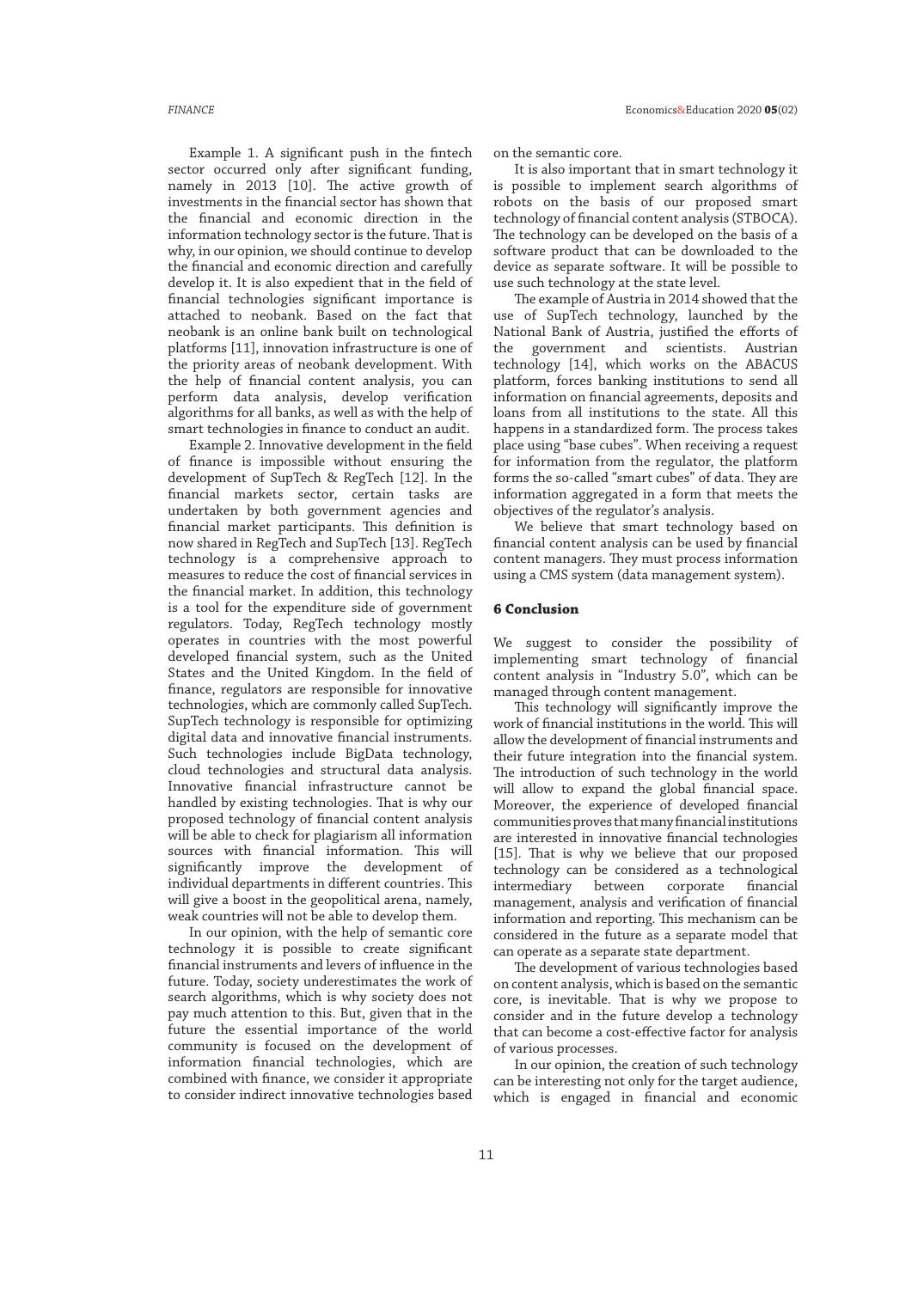Example 1. A significant push in the fintech sector occurred only after significant funding, namely in 2013 [10]. The active growth of investments in the financial sector has shown that the financial and economic direction in the information technology sector is the future. That is why, in our opinion, we should continue to develop the financial and economic direction and carefully develop it. It is also expedient that in the field of financial technologies significant importance is attached to neobank. Based on the fact that neobank is an online bank built on technological platforms [11], innovation infrastructure is one of the priority areas of neobank development. With the help of financial content analysis, you can perform data analysis, develop verification algorithms for all banks, as well as with the help of smart technologies in finance to conduct an audit.

Example 2. Innovative development in the field of finance is impossible without ensuring the development of SupTech & RegTech [12]. In the financial markets sector, certain tasks are undertaken by both government agencies and financial market participants. This definition is now shared in RegTech and SupTech [13]. RegTech technology is a comprehensive approach to measures to reduce the cost of financial services in the financial market. In addition, this technology is a tool for the expenditure side of government regulators. Today, RegTech technology mostly operates in countries with the most powerful developed financial system, such as the United States and the United Kingdom. In the field of finance, regulators are responsible for innovative technologies, which are commonly called SupTech. SupTech technology is responsible for optimizing digital data and innovative financial instruments. Such technologies include BigData technology, cloud technologies and structural data analysis. Innovative financial infrastructure cannot be handled by existing technologies. That is why our proposed technology of financial content analysis will be able to check for plagiarism all information sources with financial information. This will significantly improve the development of individual departments in different countries. This will give a boost in the geopolitical arena, namely, weak countries will not be able to develop them.

In our opinion, with the help of semantic core technology it is possible to create significant financial instruments and levers of influence in the future. Today, society underestimates the work of search algorithms, which is why society does not pay much attention to this. But, given that in the future the essential importance of the world community is focused on the development of information financial technologies, which are combined with finance, we consider it appropriate to consider indirect innovative technologies based on the semantic core.

It is also important that in smart technology it is possible to implement search algorithms of robots on the basis of our proposed smart technology of financial content analysis (STBOCA). The technology can be developed on the basis of a software product that can be downloaded to the device as separate software. It will be possible to use such technology at the state level.

The example of Austria in 2014 showed that the use of SupTech technology, launched by the National Bank of Austria, justified the efforts of the government and scientists. Austrian technology [14], which works on the ABACUS platform, forces banking institutions to send all information on financial agreements, deposits and loans from all institutions to the state. All this happens in a standardized form. The process takes place using "base cubes". When receiving a request for information from the regulator, the platform forms the so-called "smart cubes" of data. They are information aggregated in a form that meets the objectives of the regulator's analysis.

We believe that smart technology based on financial content analysis can be used by financial content managers. They must process information using a CMS system (data management system).

## 6 Conclusion

We suggest to consider the possibility of implementing smart technology of financial content analysis in "Industry 5.0", which can be managed through content management.

This technology will significantly improve the work of financial institutions in the world. This will allow the development of financial instruments and their future integration into the financial system. The introduction of such technology in the world will allow to expand the global financial space. Moreover, the experience of developed financial communities proves that many financial institutions are interested in innovative financial technologies [15]. That is why we believe that our proposed technology can be considered as a technological intermediary between corporate financial management, analysis and verification of financial information and reporting. This mechanism can be considered in the future as a separate model that can operate as a separate state department.

The development of various technologies based on content analysis, which is based on the semantic core, is inevitable. That is why we propose to consider and in the future develop a technology that can become a cost-effective factor for analysis of various processes.

In our opinion, the creation of such technology can be interesting not only for the target audience, which is engaged in financial and economic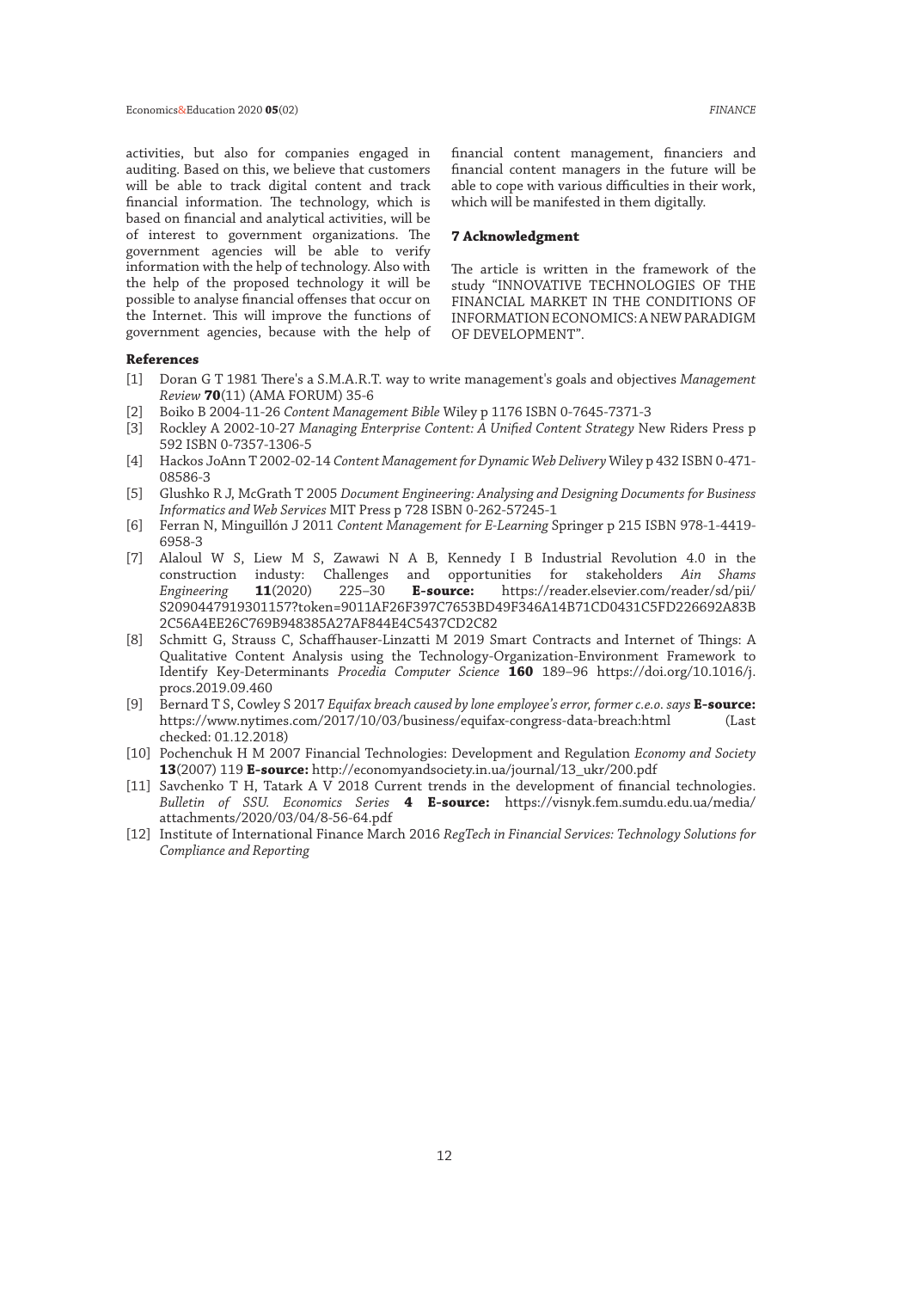activities, but also for companies engaged in auditing. Based on this, we believe that customers will be able to track digital content and track financial information. The technology, which is based on financial and analytical activities, will be of interest to government organizations. The government agencies will be able to verify information with the help of technology. Also with the help of the proposed technology it will be possible to analyse financial offenses that occur on the Internet. This will improve the functions of government agencies, because with the help of financial content management, financiers and financial content managers in the future will be able to cope with various difficulties in their work, which will be manifested in them digitally.

## 7 Acknowledgment

The article is written in the framework of the study "INNOVATIVE TECHNOLOGIES OF THE FINANCIAL MARKET IN THE CONDITIONS OF INFORMATION ECONOMICS: A NEW PARADIGM OF DEVELOPMENT".

## References

[1] Doran G T 1981 There's a S.M.A.R.T. way to write management's goals and objectives *Management Review* **70**(11) (AMA FORUM) 35-6

[2] Boiko B 2004-11-26 *Content Management Bible* Wiley p 1176 ISBN 0-7645-7371-3

[3] Rockley A 2002-10-27 *Managing Enterprise Content: A Unified Content Strategy* New Riders Press p 592 ISBN 0-7357-1306-5

[4] Hackos JoAnn T 2002-02-14 *Content Management for Dynamic Web Delivery* Wiley p 432 ISBN 0-471-08586-3

[5] Glushko R J, McGrath T 2005 *Document Engineering: Analysing and Designing Documents for Business Informatics and Web Services* MIT Press p 728 ISBN 0-262-57245-1

[6] Ferran N, Minguillón J 2011 *Content Management for E-Learning* Springer p 215 ISBN 978-1-4419-6958-3

[7] Alaloul W S, Liew M S, Zawawi N A B, Kennedy I B Industrial Revolution 4.0 in the construction industy: Challenges and opportunities for stakeholders *Ain Shams Engineering* **11**(2020) 225–30 **E-source:** https://reader.elsevier.com/reader/sd/pii/S2090447919301157?token=9011AF26F397C7653BD49F346A14B71CD0431C5FD226692A83B2C56A4EE26C769B948385A27AF844E4C5437CD2C82

[8] Schmitt G, Strauss C, Schaffhauser-Linzatti M 2019 Smart Contracts and Internet of Things: A Qualitative Content Analysis using the Technology-Organization-Environment Framework to Identify Key-Determinants *Procedia Computer Science* **160** 189–96 https://doi.org/10.1016/j.procs.2019.09.460

[9] Bernard T S, Cowley S 2017 *Equifax breach caused by lone employee's error, former c.e.o. says* **E-source:** https://www.nytimes.com/2017/10/03/business/equifax-congress-data-breach:html (Last checked: 01.12.2018)

[10] Pochenchuk H M 2007 Financial Technologies: Development and Regulation *Economy and Society* **13**(2007) 119 **E-source:** http://economyandsociety.in.ua/journal/13_ukr/200.pdf

[11] Savchenko T H, Tatark A V 2018 Current trends in the development of financial technologies. *Bulletin of SSU. Economics Series* **4** **E-source:** https://visnyk.fem.sumdu.edu.ua/media/attachments/2020/03/04/8-56-64.pdf

[12] Institute of International Finance March 2016 *RegTech in Financial Services: Technology Solutions for Compliance and Reporting*